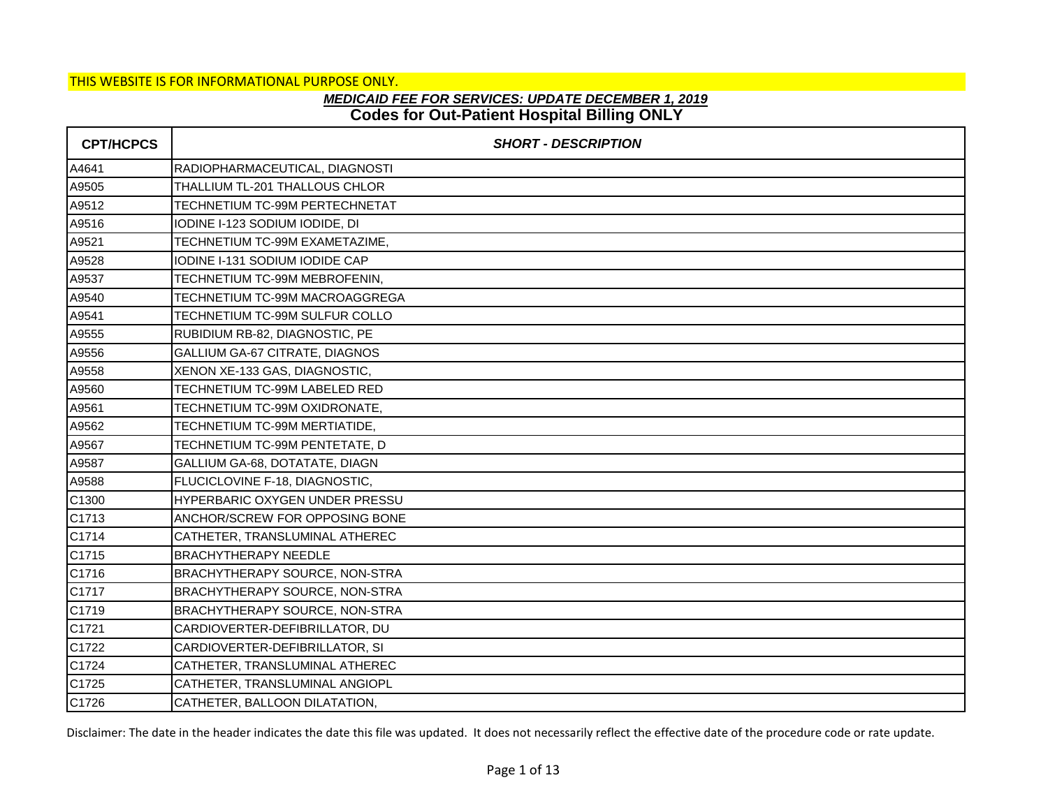THIS WEBSITE IS FOR INFORMATIONAL PURPOSE ONLY.

## *MEDICAID FEE FOR SERVICES: UPDATE DECEMBER 1, 2019*

## Codes for Out-Patient Hospital Billing ONLY

| CPT/HCPCS | *SHORT - DESCRIPTION* |
|---|---|
| A4641 | RADIOPHARMACEUTICAL, DIAGNOSTI |
| A9505 | THALLIUM TL-201 THALLOUS CHLOR |
| A9512 | TECHNETIUM TC-99M PERTECHNETAT |
| A9516 | IODINE I-123 SODIUM IODIDE, DI |
| A9521 | TECHNETIUM TC-99M EXAMETAZIME, |
| A9528 | IODINE I-131 SODIUM IODIDE CAP |
| A9537 | TECHNETIUM TC-99M MEBROFENIN, |
| A9540 | TECHNETIUM TC-99M MACROAGGREGA |
| A9541 | TECHNETIUM TC-99M SULFUR COLLO |
| A9555 | RUBIDIUM RB-82, DIAGNOSTIC, PE |
| A9556 | GALLIUM GA-67 CITRATE, DIAGNOS |
| A9558 | XENON XE-133 GAS, DIAGNOSTIC, |
| A9560 | TECHNETIUM TC-99M LABELED RED |
| A9561 | TECHNETIUM TC-99M OXIDRONATE, |
| A9562 | TECHNETIUM TC-99M MERTIATIDE, |
| A9567 | TECHNETIUM TC-99M PENTETATE, D |
| A9587 | GALLIUM GA-68, DOTATATE, DIAGN |
| A9588 | FLUCICLOVINE F-18, DIAGNOSTIC, |
| C1300 | HYPERBARIC OXYGEN UNDER PRESSU |
| C1713 | ANCHOR/SCREW FOR OPPOSING BONE |
| C1714 | CATHETER, TRANSLUMINAL ATHEREC |
| C1715 | BRACHYTHERAPY NEEDLE |
| C1716 | BRACHYTHERAPY SOURCE, NON-STRA |
| C1717 | BRACHYTHERAPY SOURCE, NON-STRA |
| C1719 | BRACHYTHERAPY SOURCE, NON-STRA |
| C1721 | CARDIOVERTER-DEFIBRILLATOR, DU |
| C1722 | CARDIOVERTER-DEFIBRILLATOR, SI |
| C1724 | CATHETER, TRANSLUMINAL ATHEREC |
| C1725 | CATHETER, TRANSLUMINAL ANGIOPL |
| C1726 | CATHETER, BALLOON DILATATION, |

Disclaimer: The date in the header indicates the date this file was updated. It does not necessarily reflect the effective date of the procedure code or rate update.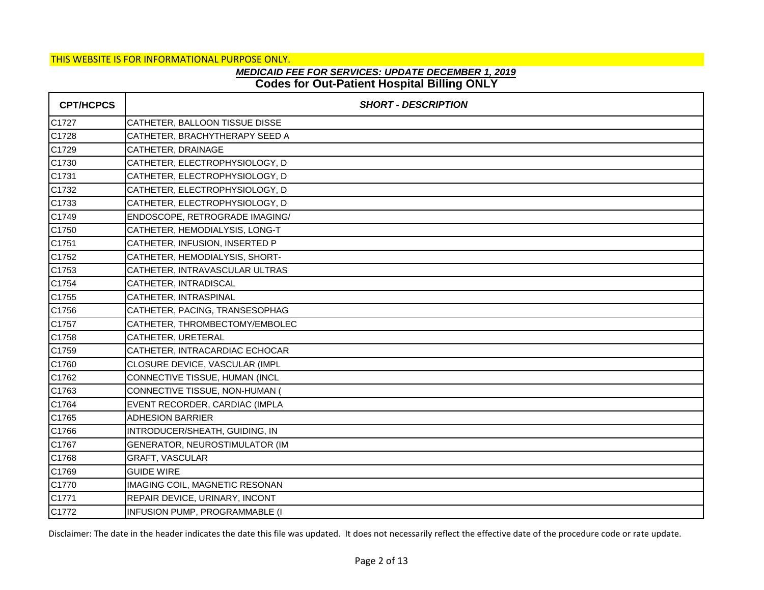THIS WEBSITE IS FOR INFORMATIONAL PURPOSE ONLY.

***MEDICAID FEE FOR SERVICES: UPDATE DECEMBER 1, 2019***

**Codes for Out-Patient Hospital Billing ONLY**

| CPT/HCPCS | *SHORT - DESCRIPTION* |
|---|---|
| C1727 | CATHETER, BALLOON TISSUE DISSE |
| C1728 | CATHETER, BRACHYTHERAPY SEED A |
| C1729 | CATHETER, DRAINAGE |
| C1730 | CATHETER, ELECTROPHYSIOLOGY, D |
| C1731 | CATHETER, ELECTROPHYSIOLOGY, D |
| C1732 | CATHETER, ELECTROPHYSIOLOGY, D |
| C1733 | CATHETER, ELECTROPHYSIOLOGY, D |
| C1749 | ENDOSCOPE, RETROGRADE IMAGING/ |
| C1750 | CATHETER, HEMODIALYSIS, LONG-T |
| C1751 | CATHETER, INFUSION, INSERTED P |
| C1752 | CATHETER, HEMODIALYSIS, SHORT- |
| C1753 | CATHETER, INTRAVASCULAR ULTRAS |
| C1754 | CATHETER, INTRADISCAL |
| C1755 | CATHETER, INTRASPINAL |
| C1756 | CATHETER, PACING, TRANSESOPHAG |
| C1757 | CATHETER, THROMBECTOMY/EMBOLEC |
| C1758 | CATHETER, URETERAL |
| C1759 | CATHETER, INTRACARDIAC ECHOCAR |
| C1760 | CLOSURE DEVICE, VASCULAR (IMPL |
| C1762 | CONNECTIVE TISSUE, HUMAN (INCL |
| C1763 | CONNECTIVE TISSUE, NON-HUMAN ( |
| C1764 | EVENT RECORDER, CARDIAC (IMPLA |
| C1765 | ADHESION BARRIER |
| C1766 | INTRODUCER/SHEATH, GUIDING, IN |
| C1767 | GENERATOR, NEUROSTIMULATOR (IM |
| C1768 | GRAFT, VASCULAR |
| C1769 | GUIDE WIRE |
| C1770 | IMAGING COIL, MAGNETIC RESONAN |
| C1771 | REPAIR DEVICE, URINARY, INCONT |
| C1772 | INFUSION PUMP, PROGRAMMABLE (I |

Disclaimer: The date in the header indicates the date this file was updated. It does not necessarily reflect the effective date of the procedure code or rate update.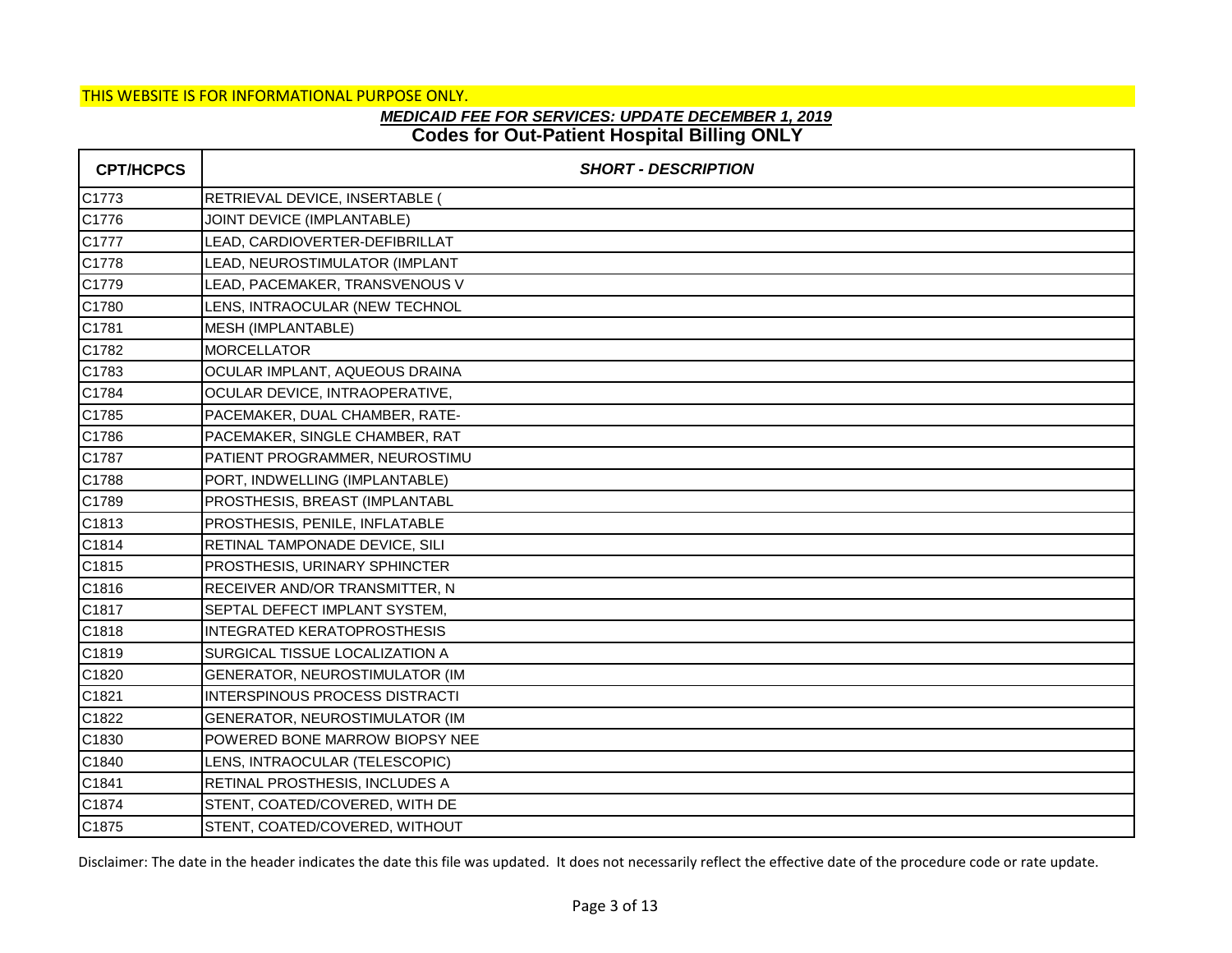THIS WEBSITE IS FOR INFORMATIONAL PURPOSE ONLY.

***MEDICAID FEE FOR SERVICES: UPDATE DECEMBER 1, 2019***

**Codes for Out-Patient Hospital Billing ONLY**

| CPT/HCPCS | SHORT - DESCRIPTION |
|---|---|
| C1773 | RETRIEVAL DEVICE, INSERTABLE ( |
| C1776 | JOINT DEVICE (IMPLANTABLE) |
| C1777 | LEAD, CARDIOVERTER-DEFIBRILLAT |
| C1778 | LEAD, NEUROSTIMULATOR (IMPLANT |
| C1779 | LEAD, PACEMAKER, TRANSVENOUS V |
| C1780 | LENS, INTRAOCULAR (NEW TECHNOL |
| C1781 | MESH (IMPLANTABLE) |
| C1782 | MORCELLATOR |
| C1783 | OCULAR IMPLANT, AQUEOUS DRAINA |
| C1784 | OCULAR DEVICE, INTRAOPERATIVE, |
| C1785 | PACEMAKER, DUAL CHAMBER, RATE- |
| C1786 | PACEMAKER, SINGLE CHAMBER, RAT |
| C1787 | PATIENT PROGRAMMER, NEUROSTIMU |
| C1788 | PORT, INDWELLING (IMPLANTABLE) |
| C1789 | PROSTHESIS, BREAST (IMPLANTABL |
| C1813 | PROSTHESIS, PENILE, INFLATABLE |
| C1814 | RETINAL TAMPONADE DEVICE, SILI |
| C1815 | PROSTHESIS, URINARY SPHINCTER |
| C1816 | RECEIVER AND/OR TRANSMITTER, N |
| C1817 | SEPTAL DEFECT IMPLANT SYSTEM, |
| C1818 | INTEGRATED KERATOPROSTHESIS |
| C1819 | SURGICAL TISSUE LOCALIZATION A |
| C1820 | GENERATOR, NEUROSTIMULATOR (IM |
| C1821 | INTERSPINOUS PROCESS DISTRACTI |
| C1822 | GENERATOR, NEUROSTIMULATOR (IM |
| C1830 | POWERED BONE MARROW BIOPSY NEE |
| C1840 | LENS, INTRAOCULAR (TELESCOPIC) |
| C1841 | RETINAL PROSTHESIS, INCLUDES A |
| C1874 | STENT, COATED/COVERED, WITH DE |
| C1875 | STENT, COATED/COVERED, WITHOUT |

Disclaimer: The date in the header indicates the date this file was updated. It does not necessarily reflect the effective date of the procedure code or rate update.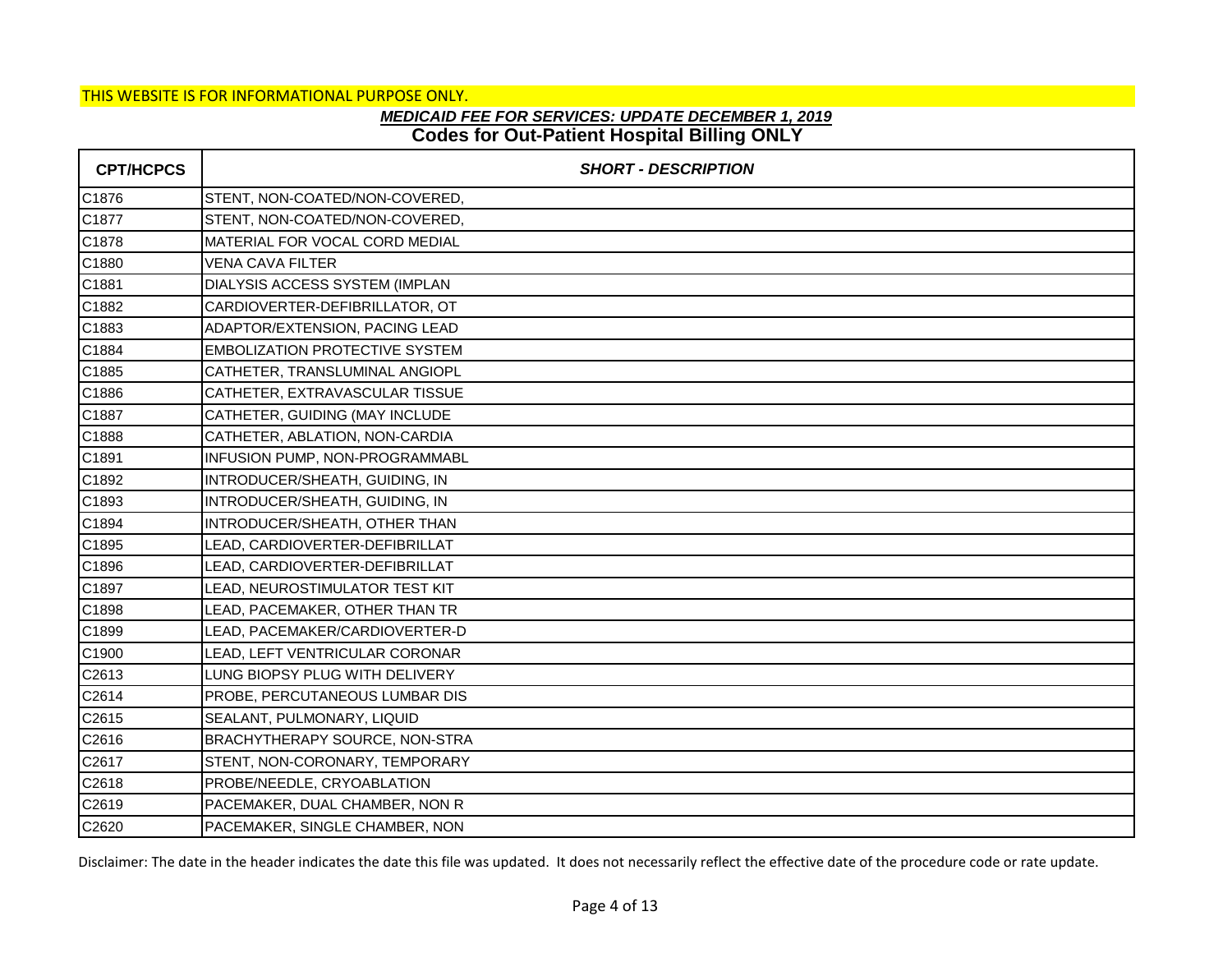THIS WEBSITE IS FOR INFORMATIONAL PURPOSE ONLY.

## *MEDICAID FEE FOR SERVICES: UPDATE DECEMBER 1, 2019*

## Codes for Out-Patient Hospital Billing ONLY

| CPT/HCPCS | *SHORT - DESCRIPTION* |
|---|---|
| C1876 | STENT, NON-COATED/NON-COVERED, |
| C1877 | STENT, NON-COATED/NON-COVERED, |
| C1878 | MATERIAL FOR VOCAL CORD MEDIAL |
| C1880 | VENA CAVA FILTER |
| C1881 | DIALYSIS ACCESS SYSTEM (IMPLAN |
| C1882 | CARDIOVERTER-DEFIBRILLATOR, OT |
| C1883 | ADAPTOR/EXTENSION, PACING LEAD |
| C1884 | EMBOLIZATION PROTECTIVE SYSTEM |
| C1885 | CATHETER, TRANSLUMINAL ANGIOPL |
| C1886 | CATHETER, EXTRAVASCULAR TISSUE |
| C1887 | CATHETER, GUIDING (MAY INCLUDE |
| C1888 | CATHETER, ABLATION, NON-CARDIA |
| C1891 | INFUSION PUMP, NON-PROGRAMMABL |
| C1892 | INTRODUCER/SHEATH, GUIDING, IN |
| C1893 | INTRODUCER/SHEATH, GUIDING, IN |
| C1894 | INTRODUCER/SHEATH, OTHER THAN |
| C1895 | LEAD, CARDIOVERTER-DEFIBRILLAT |
| C1896 | LEAD, CARDIOVERTER-DEFIBRILLAT |
| C1897 | LEAD, NEUROSTIMULATOR TEST KIT |
| C1898 | LEAD, PACEMAKER, OTHER THAN TR |
| C1899 | LEAD, PACEMAKER/CARDIOVERTER-D |
| C1900 | LEAD, LEFT VENTRICULAR CORONAR |
| C2613 | LUNG BIOPSY PLUG WITH DELIVERY |
| C2614 | PROBE, PERCUTANEOUS LUMBAR DIS |
| C2615 | SEALANT, PULMONARY, LIQUID |
| C2616 | BRACHYTHERAPY SOURCE, NON-STRA |
| C2617 | STENT, NON-CORONARY, TEMPORARY |
| C2618 | PROBE/NEEDLE, CRYOABLATION |
| C2619 | PACEMAKER, DUAL CHAMBER, NON R |
| C2620 | PACEMAKER, SINGLE CHAMBER, NON |

Disclaimer: The date in the header indicates the date this file was updated. It does not necessarily reflect the effective date of the procedure code or rate update.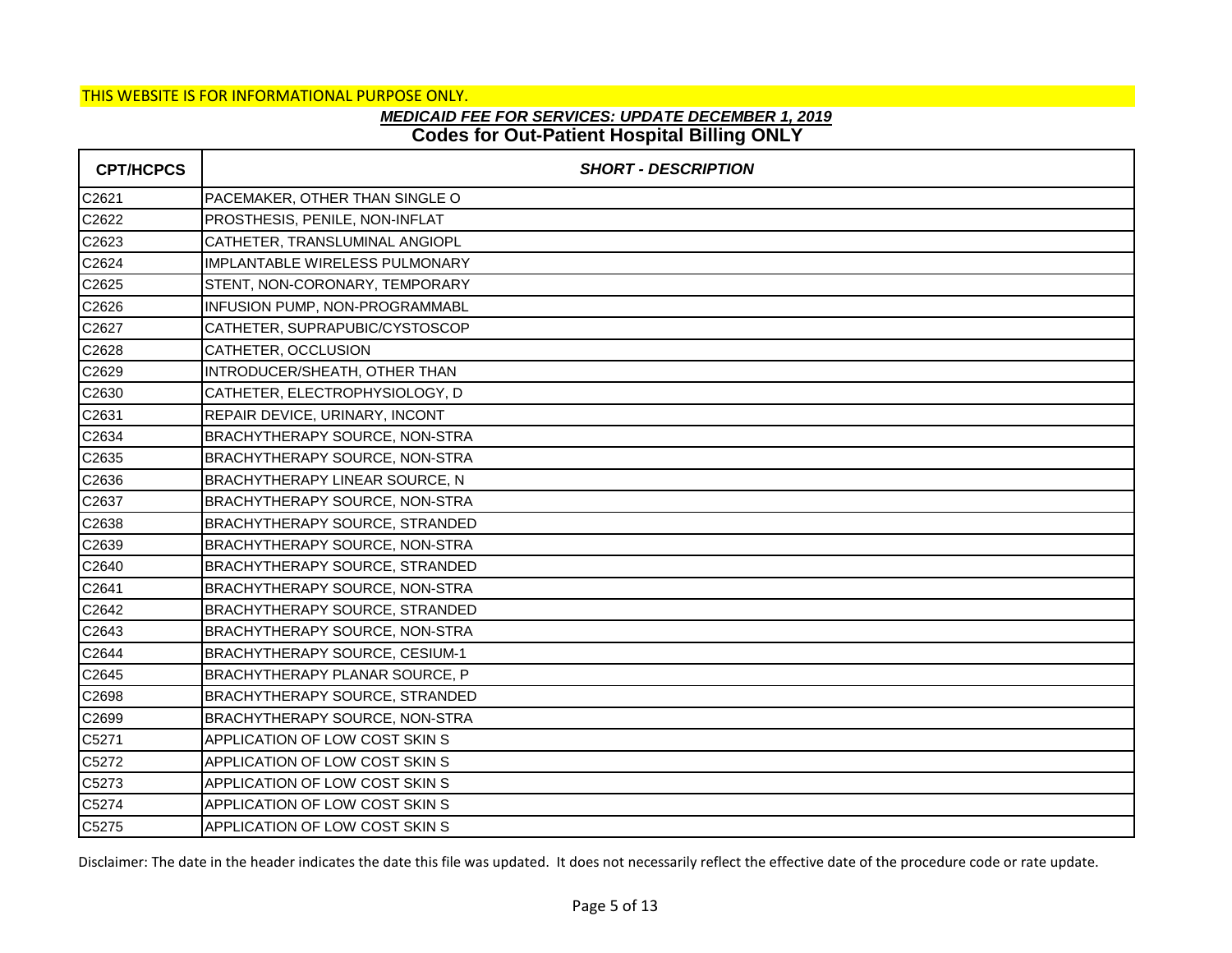THIS WEBSITE IS FOR INFORMATIONAL PURPOSE ONLY.

***MEDICAID FEE FOR SERVICES: UPDATE DECEMBER 1, 2019***

**Codes for Out-Patient Hospital Billing ONLY**

| CPT/HCPCS | SHORT - DESCRIPTION |
|---|---|
| C2621 | PACEMAKER, OTHER THAN SINGLE O |
| C2622 | PROSTHESIS, PENILE, NON-INFLAT |
| C2623 | CATHETER, TRANSLUMINAL ANGIOPL |
| C2624 | IMPLANTABLE WIRELESS PULMONARY |
| C2625 | STENT, NON-CORONARY, TEMPORARY |
| C2626 | INFUSION PUMP, NON-PROGRAMMABL |
| C2627 | CATHETER, SUPRAPUBIC/CYSTOSCOP |
| C2628 | CATHETER, OCCLUSION |
| C2629 | INTRODUCER/SHEATH, OTHER THAN |
| C2630 | CATHETER, ELECTROPHYSIOLOGY, D |
| C2631 | REPAIR DEVICE, URINARY, INCONT |
| C2634 | BRACHYTHERAPY SOURCE, NON-STRA |
| C2635 | BRACHYTHERAPY SOURCE, NON-STRA |
| C2636 | BRACHYTHERAPY LINEAR SOURCE, N |
| C2637 | BRACHYTHERAPY SOURCE, NON-STRA |
| C2638 | BRACHYTHERAPY SOURCE, STRANDED |
| C2639 | BRACHYTHERAPY SOURCE, NON-STRA |
| C2640 | BRACHYTHERAPY SOURCE, STRANDED |
| C2641 | BRACHYTHERAPY SOURCE, NON-STRA |
| C2642 | BRACHYTHERAPY SOURCE, STRANDED |
| C2643 | BRACHYTHERAPY SOURCE, NON-STRA |
| C2644 | BRACHYTHERAPY SOURCE, CESIUM-1 |
| C2645 | BRACHYTHERAPY PLANAR SOURCE, P |
| C2698 | BRACHYTHERAPY SOURCE, STRANDED |
| C2699 | BRACHYTHERAPY SOURCE, NON-STRA |
| C5271 | APPLICATION OF LOW COST SKIN S |
| C5272 | APPLICATION OF LOW COST SKIN S |
| C5273 | APPLICATION OF LOW COST SKIN S |
| C5274 | APPLICATION OF LOW COST SKIN S |
| C5275 | APPLICATION OF LOW COST SKIN S |

Disclaimer: The date in the header indicates the date this file was updated. It does not necessarily reflect the effective date of the procedure code or rate update.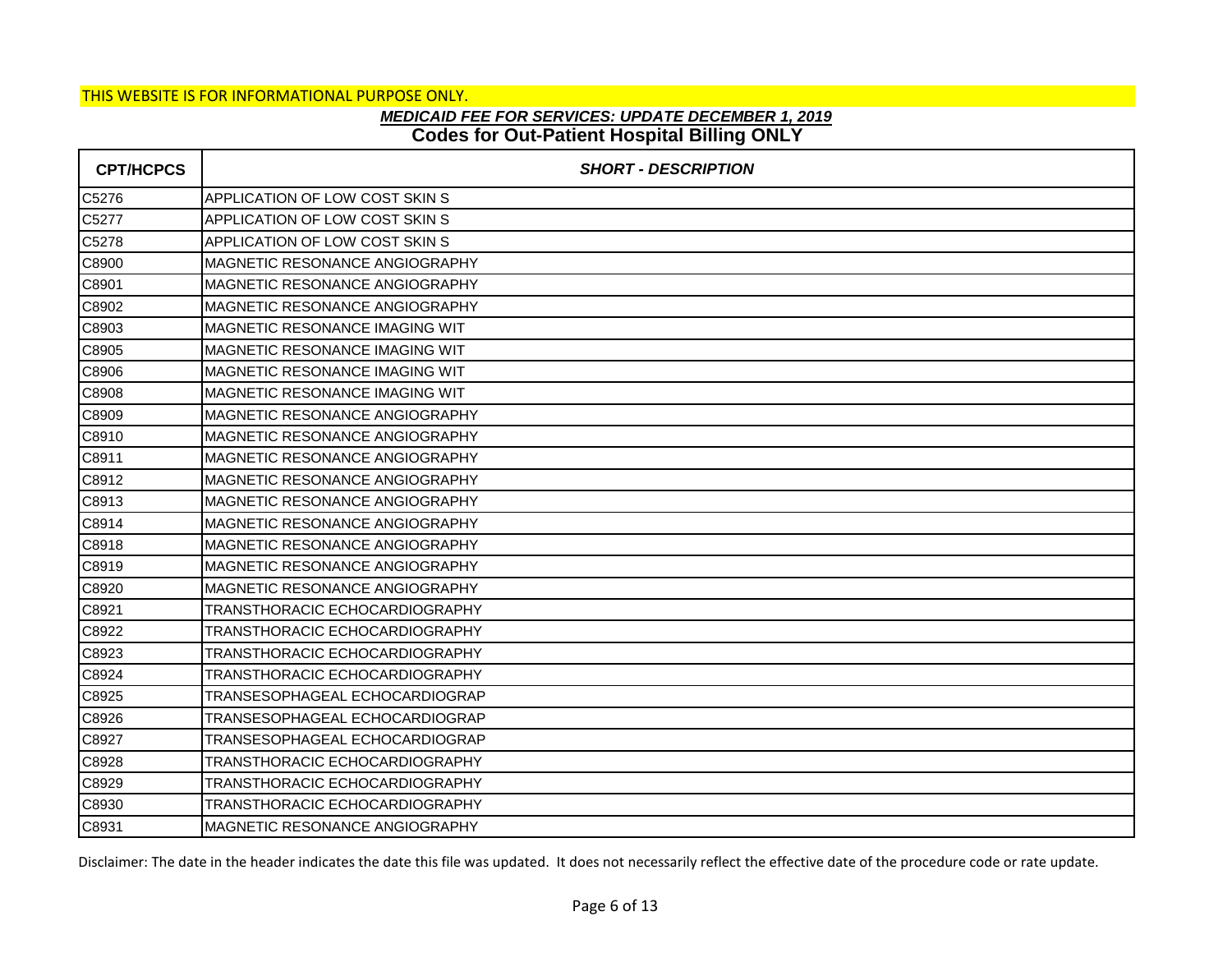THIS WEBSITE IS FOR INFORMATIONAL PURPOSE ONLY.

***MEDICAID FEE FOR SERVICES: UPDATE DECEMBER 1, 2019***

**Codes for Out-Patient Hospital Billing ONLY**

| CPT/HCPCS | *SHORT - DESCRIPTION* |
|---|---|
| C5276 | APPLICATION OF LOW COST SKIN S |
| C5277 | APPLICATION OF LOW COST SKIN S |
| C5278 | APPLICATION OF LOW COST SKIN S |
| C8900 | MAGNETIC RESONANCE ANGIOGRAPHY |
| C8901 | MAGNETIC RESONANCE ANGIOGRAPHY |
| C8902 | MAGNETIC RESONANCE ANGIOGRAPHY |
| C8903 | MAGNETIC RESONANCE IMAGING WIT |
| C8905 | MAGNETIC RESONANCE IMAGING WIT |
| C8906 | MAGNETIC RESONANCE IMAGING WIT |
| C8908 | MAGNETIC RESONANCE IMAGING WIT |
| C8909 | MAGNETIC RESONANCE ANGIOGRAPHY |
| C8910 | MAGNETIC RESONANCE ANGIOGRAPHY |
| C8911 | MAGNETIC RESONANCE ANGIOGRAPHY |
| C8912 | MAGNETIC RESONANCE ANGIOGRAPHY |
| C8913 | MAGNETIC RESONANCE ANGIOGRAPHY |
| C8914 | MAGNETIC RESONANCE ANGIOGRAPHY |
| C8918 | MAGNETIC RESONANCE ANGIOGRAPHY |
| C8919 | MAGNETIC RESONANCE ANGIOGRAPHY |
| C8920 | MAGNETIC RESONANCE ANGIOGRAPHY |
| C8921 | TRANSTHORACIC ECHOCARDIOGRAPHY |
| C8922 | TRANSTHORACIC ECHOCARDIOGRAPHY |
| C8923 | TRANSTHORACIC ECHOCARDIOGRAPHY |
| C8924 | TRANSTHORACIC ECHOCARDIOGRAPHY |
| C8925 | TRANSESOPHAGEAL ECHOCARDIOGRAP |
| C8926 | TRANSESOPHAGEAL ECHOCARDIOGRAP |
| C8927 | TRANSESOPHAGEAL ECHOCARDIOGRAP |
| C8928 | TRANSTHORACIC ECHOCARDIOGRAPHY |
| C8929 | TRANSTHORACIC ECHOCARDIOGRAPHY |
| C8930 | TRANSTHORACIC ECHOCARDIOGRAPHY |
| C8931 | MAGNETIC RESONANCE ANGIOGRAPHY |

Disclaimer: The date in the header indicates the date this file was updated. It does not necessarily reflect the effective date of the procedure code or rate update.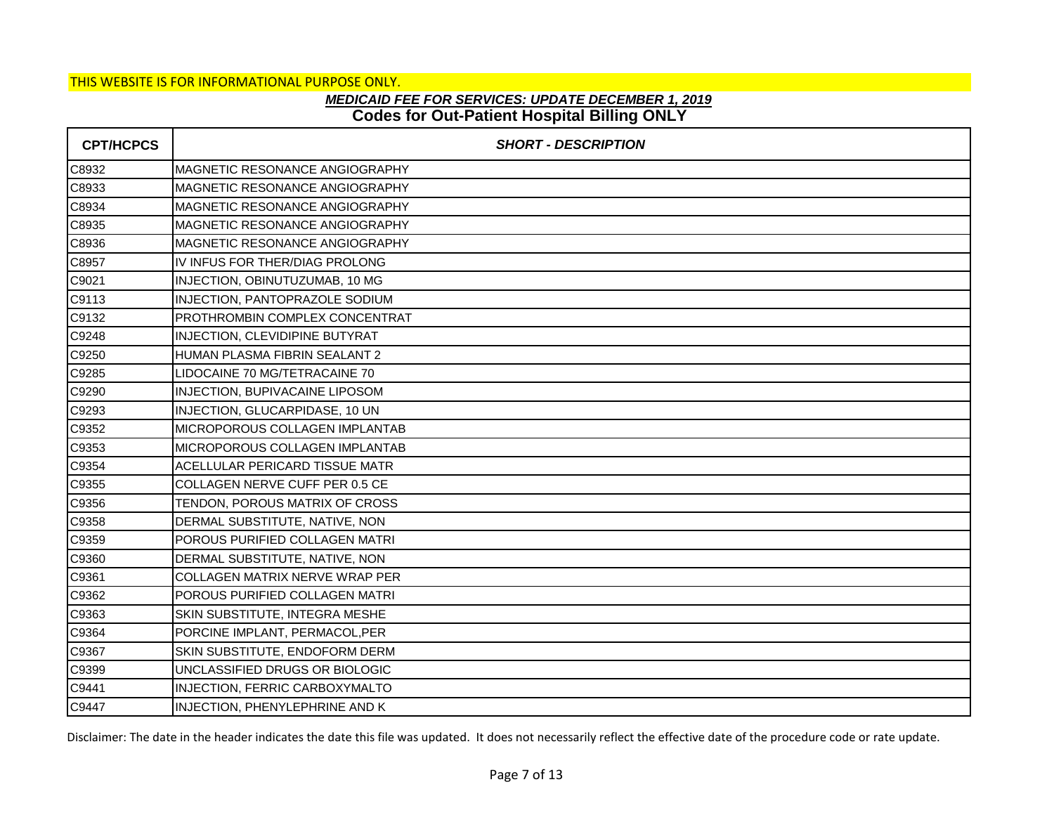THIS WEBSITE IS FOR INFORMATIONAL PURPOSE ONLY.

## *MEDICAID FEE FOR SERVICES: UPDATE DECEMBER 1, 2019*

## Codes for Out-Patient Hospital Billing ONLY

| CPT/HCPCS | *SHORT - DESCRIPTION* |
|---|---|
| C8932 | MAGNETIC RESONANCE ANGIOGRAPHY |
| C8933 | MAGNETIC RESONANCE ANGIOGRAPHY |
| C8934 | MAGNETIC RESONANCE ANGIOGRAPHY |
| C8935 | MAGNETIC RESONANCE ANGIOGRAPHY |
| C8936 | MAGNETIC RESONANCE ANGIOGRAPHY |
| C8957 | IV INFUS FOR THER/DIAG PROLONG |
| C9021 | INJECTION, OBINUTUZUMAB, 10 MG |
| C9113 | INJECTION, PANTOPRAZOLE SODIUM |
| C9132 | PROTHROMBIN COMPLEX CONCENTRAT |
| C9248 | INJECTION, CLEVIDIPINE BUTYRAT |
| C9250 | HUMAN PLASMA FIBRIN SEALANT 2 |
| C9285 | LIDOCAINE 70 MG/TETRACAINE 70 |
| C9290 | INJECTION, BUPIVACAINE LIPOSOM |
| C9293 | INJECTION, GLUCARPIDASE, 10 UN |
| C9352 | MICROPOROUS COLLAGEN IMPLANTAB |
| C9353 | MICROPOROUS COLLAGEN IMPLANTAB |
| C9354 | ACELLULAR PERICARD TISSUE MATR |
| C9355 | COLLAGEN NERVE CUFF PER 0.5 CE |
| C9356 | TENDON, POROUS MATRIX OF CROSS |
| C9358 | DERMAL SUBSTITUTE, NATIVE, NON |
| C9359 | POROUS PURIFIED COLLAGEN MATRI |
| C9360 | DERMAL SUBSTITUTE, NATIVE, NON |
| C9361 | COLLAGEN MATRIX NERVE WRAP PER |
| C9362 | POROUS PURIFIED COLLAGEN MATRI |
| C9363 | SKIN SUBSTITUTE, INTEGRA MESHE |
| C9364 | PORCINE IMPLANT, PERMACOL,PER |
| C9367 | SKIN SUBSTITUTE, ENDOFORM DERM |
| C9399 | UNCLASSIFIED DRUGS OR BIOLOGIC |
| C9441 | INJECTION, FERRIC CARBOXYMALTO |
| C9447 | INJECTION, PHENYLEPHRINE AND K |

Disclaimer: The date in the header indicates the date this file was updated. It does not necessarily reflect the effective date of the procedure code or rate update.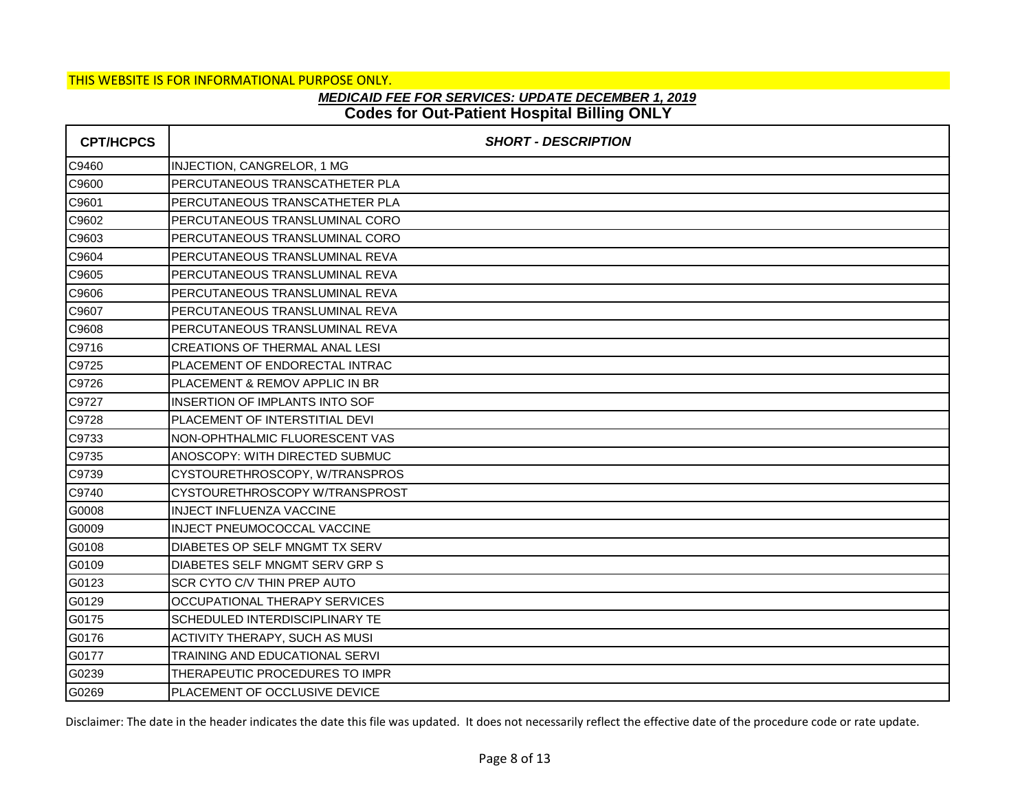THIS WEBSITE IS FOR INFORMATIONAL PURPOSE ONLY.

***MEDICAID FEE FOR SERVICES: UPDATE DECEMBER 1, 2019***

**Codes for Out-Patient Hospital Billing ONLY**

| CPT/HCPCS | SHORT - DESCRIPTION |
|---|---|
| C9460 | INJECTION, CANGRELOR, 1 MG |
| C9600 | PERCUTANEOUS TRANSCATHETER PLA |
| C9601 | PERCUTANEOUS TRANSCATHETER PLA |
| C9602 | PERCUTANEOUS TRANSLUMINAL CORO |
| C9603 | PERCUTANEOUS TRANSLUMINAL CORO |
| C9604 | PERCUTANEOUS TRANSLUMINAL REVA |
| C9605 | PERCUTANEOUS TRANSLUMINAL REVA |
| C9606 | PERCUTANEOUS TRANSLUMINAL REVA |
| C9607 | PERCUTANEOUS TRANSLUMINAL REVA |
| C9608 | PERCUTANEOUS TRANSLUMINAL REVA |
| C9716 | CREATIONS OF THERMAL ANAL LESI |
| C9725 | PLACEMENT OF ENDORECTAL INTRAC |
| C9726 | PLACEMENT & REMOV APPLIC IN BR |
| C9727 | INSERTION OF IMPLANTS INTO SOF |
| C9728 | PLACEMENT OF INTERSTITIAL DEVI |
| C9733 | NON-OPHTHALMIC FLUORESCENT VAS |
| C9735 | ANOSCOPY: WITH DIRECTED SUBMUC |
| C9739 | CYSTOURETHROSCOPY, W/TRANSPROS |
| C9740 | CYSTOURETHROSCOPY W/TRANSPROST |
| G0008 | INJECT INFLUENZA VACCINE |
| G0009 | INJECT PNEUMOCOCCAL VACCINE |
| G0108 | DIABETES OP SELF MNGMT TX SERV |
| G0109 | DIABETES SELF MNGMT SERV GRP S |
| G0123 | SCR CYTO C/V THIN PREP AUTO |
| G0129 | OCCUPATIONAL THERAPY SERVICES |
| G0175 | SCHEDULED INTERDISCIPLINARY TE |
| G0176 | ACTIVITY THERAPY, SUCH AS MUSI |
| G0177 | TRAINING AND EDUCATIONAL SERVI |
| G0239 | THERAPEUTIC PROCEDURES TO IMPR |
| G0269 | PLACEMENT OF OCCLUSIVE DEVICE |

Disclaimer: The date in the header indicates the date this file was updated. It does not necessarily reflect the effective date of the procedure code or rate update.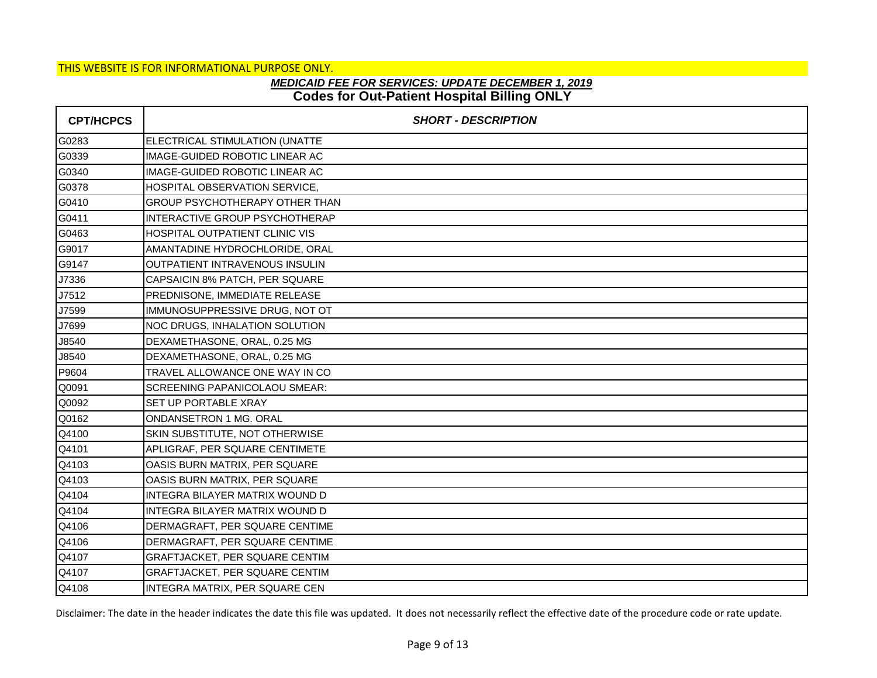THIS WEBSITE IS FOR INFORMATIONAL PURPOSE ONLY.

***MEDICAID FEE FOR SERVICES: UPDATE DECEMBER 1, 2019***

**Codes for Out-Patient Hospital Billing ONLY**

| CPT/HCPCS | *SHORT - DESCRIPTION* |
|---|---|
| G0283 | ELECTRICAL STIMULATION (UNATTE |
| G0339 | IMAGE-GUIDED ROBOTIC LINEAR AC |
| G0340 | IMAGE-GUIDED ROBOTIC LINEAR AC |
| G0378 | HOSPITAL OBSERVATION SERVICE, |
| G0410 | GROUP PSYCHOTHERAPY OTHER THAN |
| G0411 | INTERACTIVE GROUP PSYCHOTHERAP |
| G0463 | HOSPITAL OUTPATIENT CLINIC VIS |
| G9017 | AMANTADINE HYDROCHLORIDE, ORAL |
| G9147 | OUTPATIENT INTRAVENOUS INSULIN |
| J7336 | CAPSAICIN 8% PATCH, PER SQUARE |
| J7512 | PREDNISONE, IMMEDIATE RELEASE |
| J7599 | IMMUNOSUPPRESSIVE DRUG, NOT OT |
| J7699 | NOC DRUGS, INHALATION SOLUTION |
| J8540 | DEXAMETHASONE, ORAL, 0.25 MG |
| J8540 | DEXAMETHASONE, ORAL, 0.25 MG |
| P9604 | TRAVEL ALLOWANCE ONE WAY IN CO |
| Q0091 | SCREENING PAPANICOLAOU SMEAR: |
| Q0092 | SET UP PORTABLE XRAY |
| Q0162 | ONDANSETRON 1 MG. ORAL |
| Q4100 | SKIN SUBSTITUTE, NOT OTHERWISE |
| Q4101 | APLIGRAF, PER SQUARE CENTIMETE |
| Q4103 | OASIS BURN MATRIX, PER SQUARE |
| Q4103 | OASIS BURN MATRIX, PER SQUARE |
| Q4104 | INTEGRA BILAYER MATRIX WOUND D |
| Q4104 | INTEGRA BILAYER MATRIX WOUND D |
| Q4106 | DERMAGRAFT, PER SQUARE CENTIME |
| Q4106 | DERMAGRAFT, PER SQUARE CENTIME |
| Q4107 | GRAFTJACKET, PER SQUARE CENTIM |
| Q4107 | GRAFTJACKET, PER SQUARE CENTIM |
| Q4108 | INTEGRA MATRIX, PER SQUARE CEN |

Disclaimer: The date in the header indicates the date this file was updated. It does not necessarily reflect the effective date of the procedure code or rate update.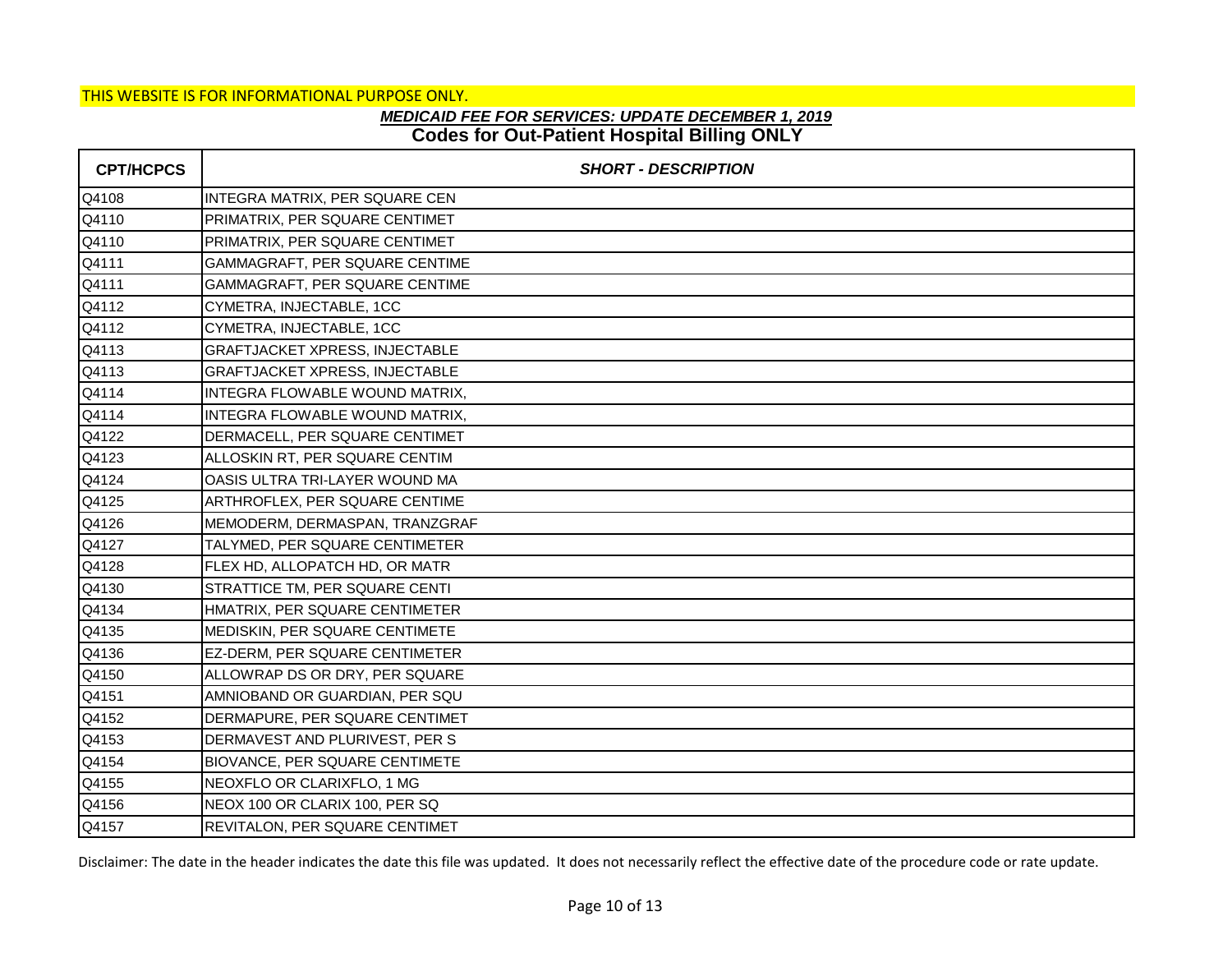THIS WEBSITE IS FOR INFORMATIONAL PURPOSE ONLY.

***MEDICAID FEE FOR SERVICES: UPDATE DECEMBER 1, 2019***

**Codes for Out-Patient Hospital Billing ONLY**

| CPT/HCPCS | *SHORT - DESCRIPTION* |
|---|---|
| Q4108 | INTEGRA MATRIX, PER SQUARE CEN |
| Q4110 | PRIMATRIX, PER SQUARE CENTIMET |
| Q4110 | PRIMATRIX, PER SQUARE CENTIMET |
| Q4111 | GAMMAGRAFT, PER SQUARE CENTIME |
| Q4111 | GAMMAGRAFT, PER SQUARE CENTIME |
| Q4112 | CYMETRA, INJECTABLE, 1CC |
| Q4112 | CYMETRA, INJECTABLE, 1CC |
| Q4113 | GRAFTJACKET XPRESS, INJECTABLE |
| Q4113 | GRAFTJACKET XPRESS, INJECTABLE |
| Q4114 | INTEGRA FLOWABLE WOUND MATRIX, |
| Q4114 | INTEGRA FLOWABLE WOUND MATRIX, |
| Q4122 | DERMACELL, PER SQUARE CENTIMET |
| Q4123 | ALLOSKIN RT, PER SQUARE CENTIM |
| Q4124 | OASIS ULTRA TRI-LAYER WOUND MA |
| Q4125 | ARTHROFLEX, PER SQUARE CENTIME |
| Q4126 | MEMODERM, DERMASPAN, TRANZGRAF |
| Q4127 | TALYMED, PER SQUARE CENTIMETER |
| Q4128 | FLEX HD, ALLOPATCH HD, OR MATR |
| Q4130 | STRATTICE TM, PER SQUARE CENTI |
| Q4134 | HMATRIX, PER SQUARE CENTIMETER |
| Q4135 | MEDISKIN, PER SQUARE CENTIMETE |
| Q4136 | EZ-DERM, PER SQUARE CENTIMETER |
| Q4150 | ALLOWRAP DS OR DRY, PER SQUARE |
| Q4151 | AMNIOBAND OR GUARDIAN, PER SQU |
| Q4152 | DERMAPURE, PER SQUARE CENTIMET |
| Q4153 | DERMAVEST AND PLURIVEST, PER S |
| Q4154 | BIOVANCE, PER SQUARE CENTIMETE |
| Q4155 | NEOXFLO OR CLARIXFLO, 1 MG |
| Q4156 | NEOX 100 OR CLARIX 100, PER SQ |
| Q4157 | REVITALON, PER SQUARE CENTIMET |

Disclaimer: The date in the header indicates the date this file was updated. It does not necessarily reflect the effective date of the procedure code or rate update.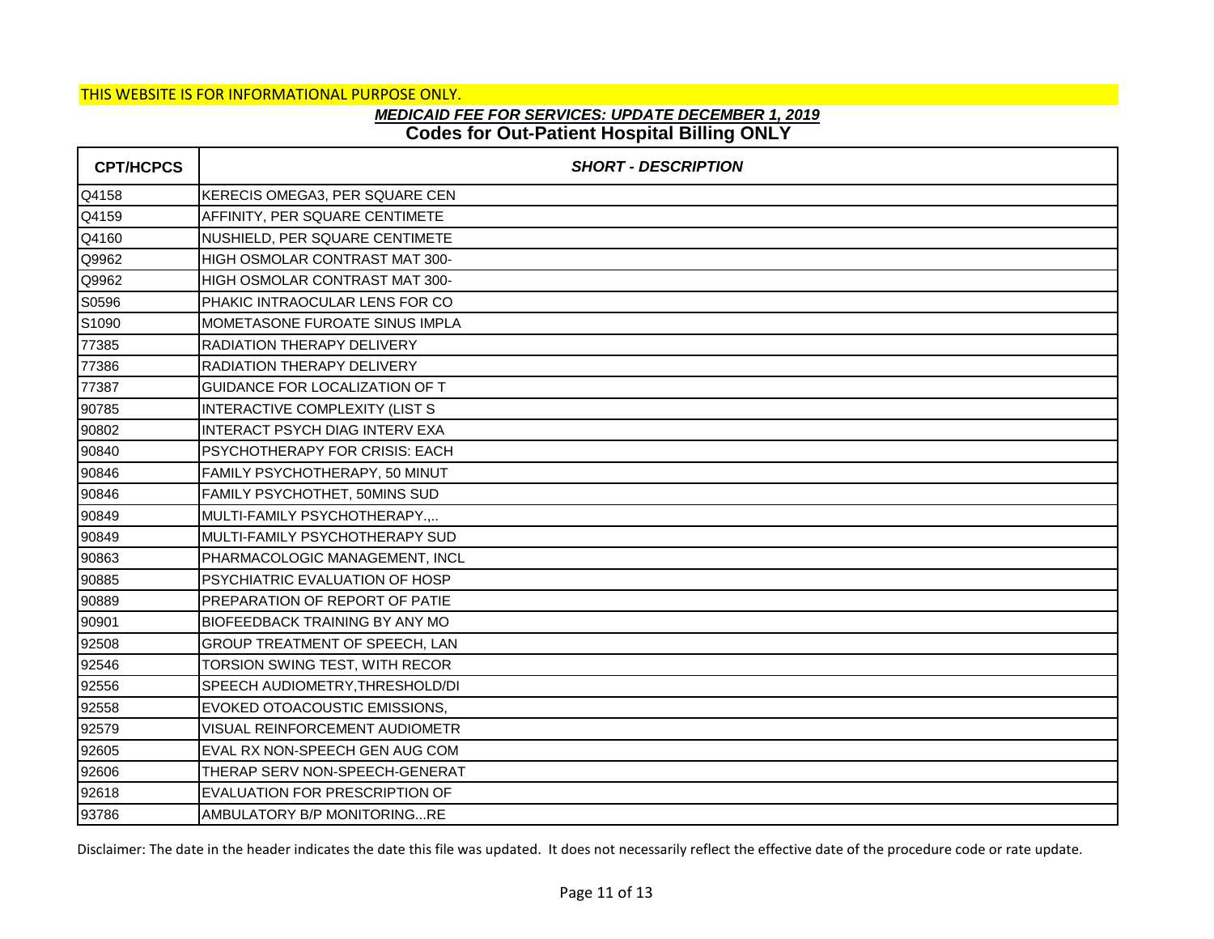THIS WEBSITE IS FOR INFORMATIONAL PURPOSE ONLY.

***MEDICAID FEE FOR SERVICES: UPDATE DECEMBER 1, 2019***

**Codes for Out-Patient Hospital Billing ONLY**

| CPT/HCPCS | *SHORT - DESCRIPTION* |
|---|---|
| Q4158 | KERECIS OMEGA3, PER SQUARE CEN |
| Q4159 | AFFINITY, PER SQUARE CENTIMETE |
| Q4160 | NUSHIELD, PER SQUARE CENTIMETE |
| Q9962 | HIGH OSMOLAR CONTRAST MAT 300- |
| Q9962 | HIGH OSMOLAR CONTRAST MAT 300- |
| S0596 | PHAKIC INTRAOCULAR LENS FOR CO |
| S1090 | MOMETASONE FUROATE SINUS IMPLA |
| 77385 | RADIATION THERAPY DELIVERY |
| 77386 | RADIATION THERAPY DELIVERY |
| 77387 | GUIDANCE FOR LOCALIZATION OF T |
| 90785 | INTERACTIVE COMPLEXITY (LIST S |
| 90802 | INTERACT PSYCH DIAG INTERV EXA |
| 90840 | PSYCHOTHERAPY FOR CRISIS: EACH |
| 90846 | FAMILY PSYCHOTHERAPY, 50 MINUT |
| 90846 | FAMILY PSYCHOTHET, 50MINS SUD |
| 90849 | MULTI-FAMILY PSYCHOTHERAPY.,.. |
| 90849 | MULTI-FAMILY PSYCHOTHERAPY SUD |
| 90863 | PHARMACOLOGIC MANAGEMENT, INCL |
| 90885 | PSYCHIATRIC EVALUATION OF HOSP |
| 90889 | PREPARATION OF REPORT OF PATIE |
| 90901 | BIOFEEDBACK TRAINING BY ANY MO |
| 92508 | GROUP TREATMENT OF SPEECH, LAN |
| 92546 | TORSION SWING TEST, WITH RECOR |
| 92556 | SPEECH AUDIOMETRY,THRESHOLD/DI |
| 92558 | EVOKED OTOACOUSTIC EMISSIONS, |
| 92579 | VISUAL REINFORCEMENT AUDIOMETR |
| 92605 | EVAL RX NON-SPEECH GEN AUG COM |
| 92606 | THERAP SERV NON-SPEECH-GENERAT |
| 92618 | EVALUATION FOR PRESCRIPTION OF |
| 93786 | AMBULATORY B/P MONITORING...RE |

Disclaimer: The date in the header indicates the date this file was updated. It does not necessarily reflect the effective date of the procedure code or rate update.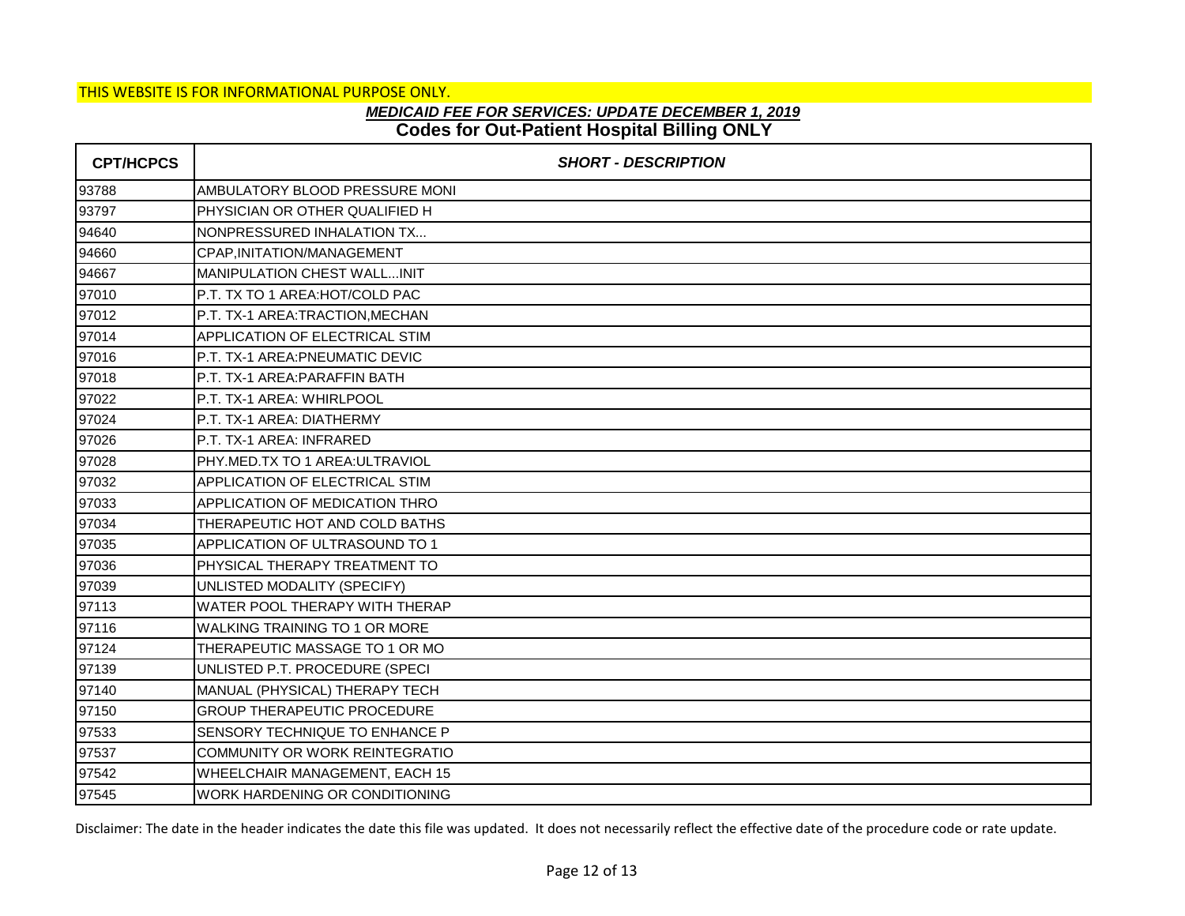THIS WEBSITE IS FOR INFORMATIONAL PURPOSE ONLY.

***MEDICAID FEE FOR SERVICES: UPDATE DECEMBER 1, 2019***

**Codes for Out-Patient Hospital Billing ONLY**

| CPT/HCPCS | *SHORT - DESCRIPTION* |
|---|---|
| 93788 | AMBULATORY BLOOD PRESSURE MONI |
| 93797 | PHYSICIAN OR OTHER QUALIFIED H |
| 94640 | NONPRESSURED INHALATION TX... |
| 94660 | CPAP,INITATION/MANAGEMENT |
| 94667 | MANIPULATION CHEST WALL...INIT |
| 97010 | P.T. TX TO 1 AREA:HOT/COLD PAC |
| 97012 | P.T. TX-1 AREA:TRACTION,MECHAN |
| 97014 | APPLICATION OF ELECTRICAL STIM |
| 97016 | P.T. TX-1 AREA:PNEUMATIC DEVIC |
| 97018 | P.T. TX-1 AREA:PARAFFIN BATH |
| 97022 | P.T. TX-1 AREA: WHIRLPOOL |
| 97024 | P.T. TX-1 AREA: DIATHERMY |
| 97026 | P.T. TX-1 AREA: INFRARED |
| 97028 | PHY.MED.TX TO 1 AREA:ULTRAVIOL |
| 97032 | APPLICATION OF ELECTRICAL STIM |
| 97033 | APPLICATION OF MEDICATION THRO |
| 97034 | THERAPEUTIC HOT AND COLD BATHS |
| 97035 | APPLICATION OF ULTRASOUND TO 1 |
| 97036 | PHYSICAL THERAPY TREATMENT TO |
| 97039 | UNLISTED MODALITY (SPECIFY) |
| 97113 | WATER POOL THERAPY WITH THERAP |
| 97116 | WALKING TRAINING TO 1 OR MORE |
| 97124 | THERAPEUTIC MASSAGE TO 1 OR MO |
| 97139 | UNLISTED P.T. PROCEDURE (SPECI |
| 97140 | MANUAL (PHYSICAL) THERAPY TECH |
| 97150 | GROUP THERAPEUTIC PROCEDURE |
| 97533 | SENSORY TECHNIQUE TO ENHANCE P |
| 97537 | COMMUNITY OR WORK REINTEGRATIO |
| 97542 | WHEELCHAIR MANAGEMENT, EACH 15 |
| 97545 | WORK HARDENING OR CONDITIONING |

Disclaimer: The date in the header indicates the date this file was updated. It does not necessarily reflect the effective date of the procedure code or rate update.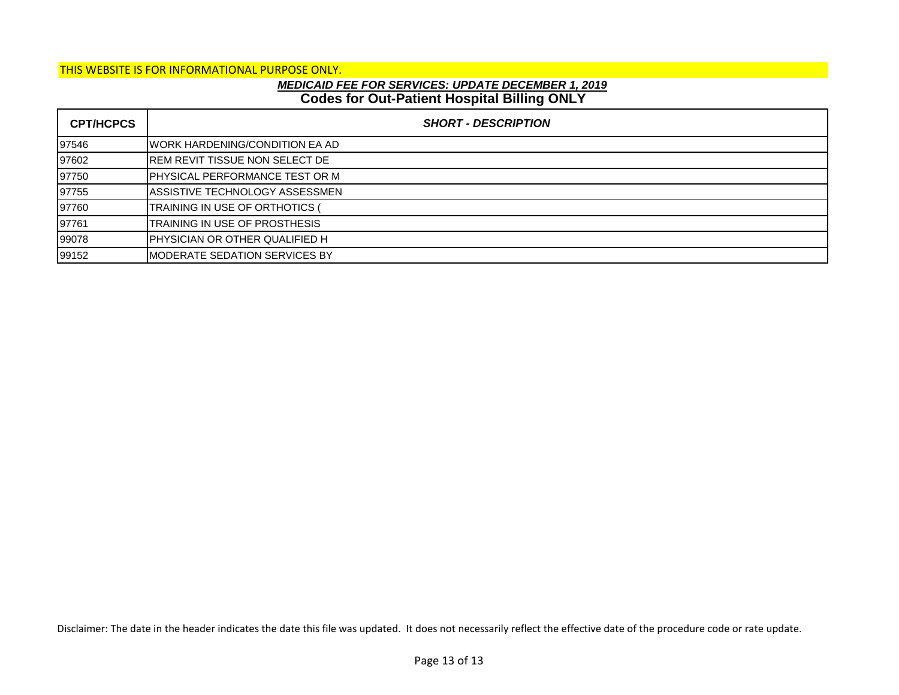THIS WEBSITE IS FOR INFORMATIONAL PURPOSE ONLY.

***MEDICAID FEE FOR SERVICES: UPDATE DECEMBER 1, 2019***

**Codes for Out-Patient Hospital Billing ONLY**

| CPT/HCPCS | *SHORT - DESCRIPTION* |
| --- | --- |
| 97546 | WORK HARDENING/CONDITION EA AD |
| 97602 | REM REVIT TISSUE NON SELECT DE |
| 97750 | PHYSICAL PERFORMANCE TEST OR M |
| 97755 | ASSISTIVE TECHNOLOGY ASSESSMEN |
| 97760 | TRAINING IN USE OF ORTHOTICS ( |
| 97761 | TRAINING IN USE OF PROSTHESIS |
| 99078 | PHYSICIAN OR OTHER QUALIFIED H |
| 99152 | MODERATE SEDATION SERVICES BY |

Disclaimer: The date in the header indicates the date this file was updated. It does not necessarily reflect the effective date of the procedure code or rate update.